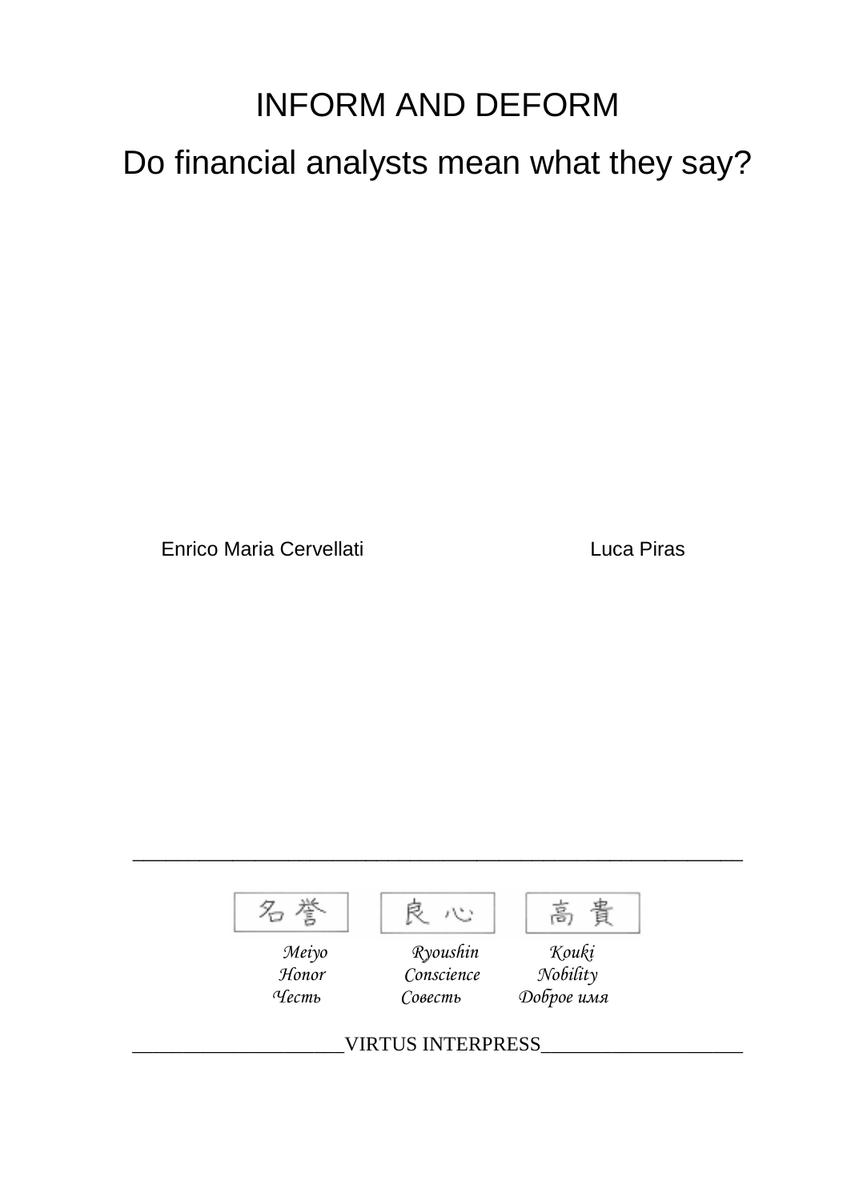# INFORM AND DEFORM

## Do financial analysts mean what they say?

Enrico Maria Cervellati

Luca Piras

---

名誉 良心 高貴

*Meiyo* *Ryoushin* *Kouki*

*Honor* *Conscience* *Nobility*

*Честь* *Совесть* *Доброе имя*

VIRTUS INTERPRESS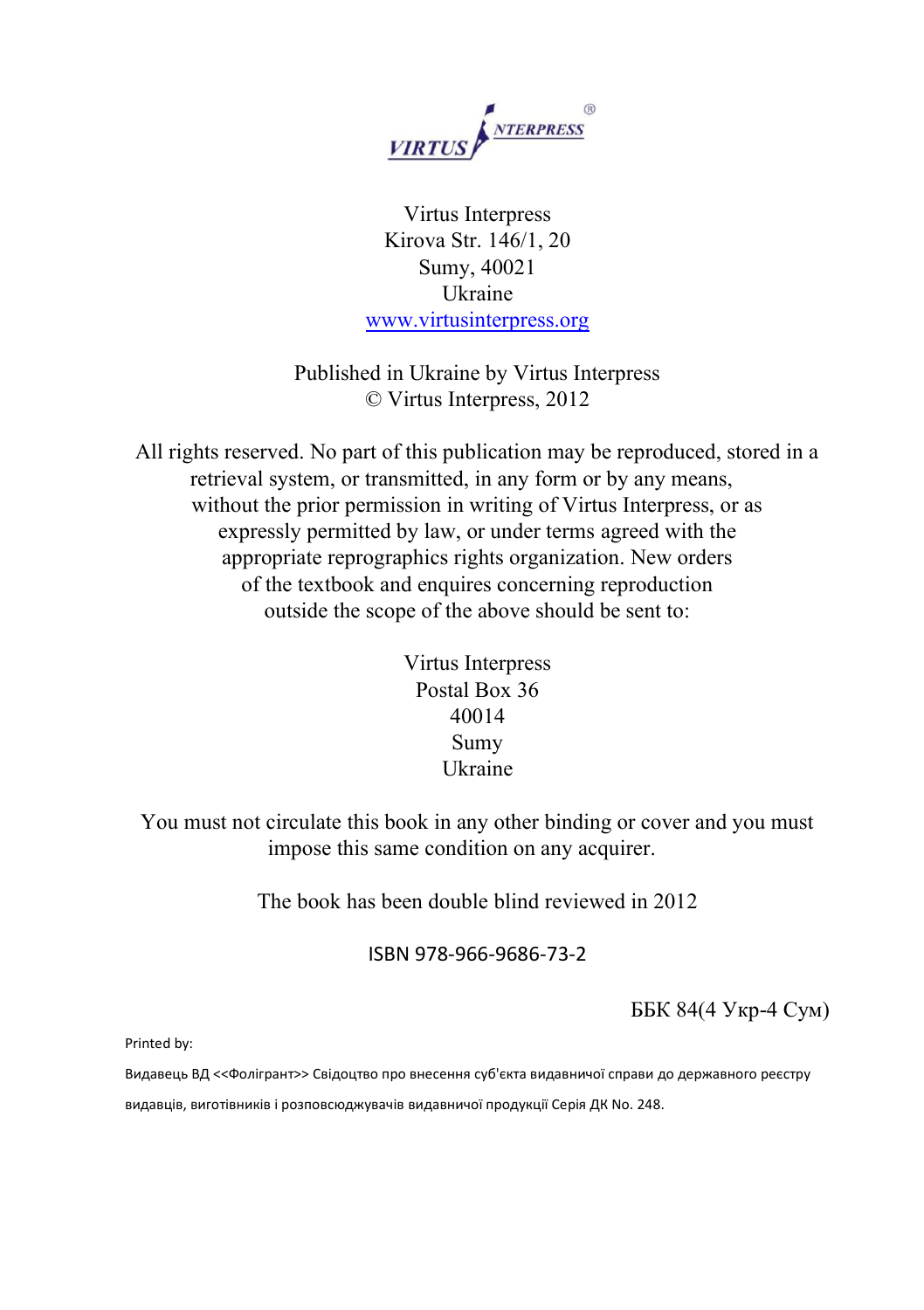VIRTUS INTERPRESS®

Virtus Interpress
Kirova Str. 146/1, 20
Sumy, 40021
Ukraine
www.virtusinterpress.org

Published in Ukraine by Virtus Interpress
© Virtus Interpress, 2012

All rights reserved. No part of this publication may be reproduced, stored in a retrieval system, or transmitted, in any form or by any means, without the prior permission in writing of Virtus Interpress, or as expressly permitted by law, or under terms agreed with the appropriate reprographics rights organization. New orders of the textbook and enquires concerning reproduction outside the scope of the above should be sent to:

Virtus Interpress
Postal Box 36
40014
Sumy
Ukraine

You must not circulate this book in any other binding or cover and you must impose this same condition on any acquirer.

The book has been double blind reviewed in 2012

ISBN 978-966-9686-73-2

ББК 84(4 Укр-4 Сум)

Printed by:

Видавець ВД <<Фолігрант>> Свідоцтво про внесення суб'єкта видавничої справи до державного реєстру видавців, виготівників і розповсюджувачів видавничої продукції Серія ДК No. 248.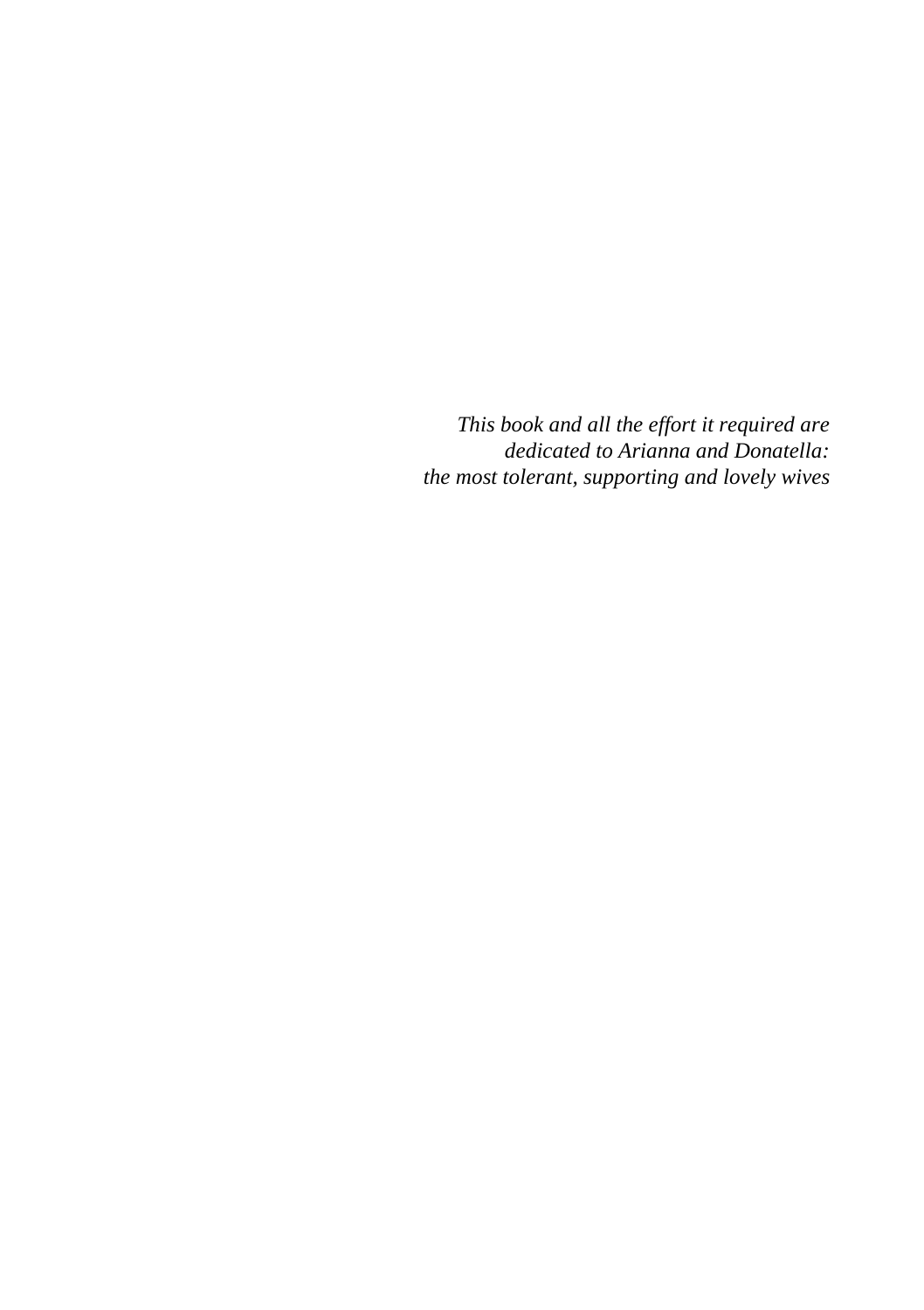*This book and all the effort it required are dedicated to Arianna and Donatella: the most tolerant, supporting and lovely wives*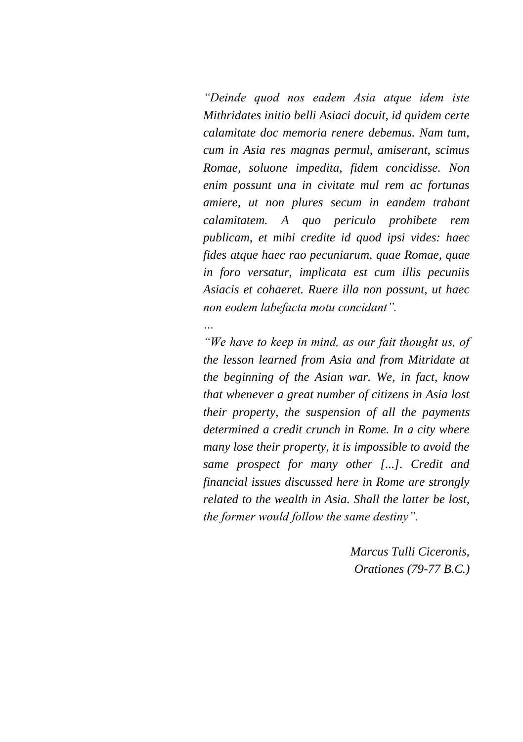*"Deinde quod nos eadem Asia atque idem iste Mithridates initio belli Asiaci docuit, id quidem certe calamitate doc memoria renere debemus. Nam tum, cum in Asia res magnas permul, amiserant, scimus Romae, soluone impedita, fidem concidisse. Non enim possunt una in civitate mul rem ac fortunas amiere, ut non plures secum in eandem trahant calamitatem. A quo periculo prohibete rem publicam, et mihi credite id quod ipsi vides: haec fides atque haec rao pecuniarum, quae Romae, quae in foro versatur, implicata est cum illis pecuniis Asiacis et cohaeret. Ruere illa non possunt, ut haec non eodem labefacta motu concidant".*

*…*

*"We have to keep in mind, as our fait thought us, of the lesson learned from Asia and from Mitridate at the beginning of the Asian war. We, in fact, know that whenever a great number of citizens in Asia lost their property, the suspension of all the payments determined a credit crunch in Rome. In a city where many lose their property, it is impossible to avoid the same prospect for many other [...]. Credit and financial issues discussed here in Rome are strongly related to the wealth in Asia. Shall the latter be lost, the former would follow the same destiny".*

*Marcus Tulli Ciceronis,*
*Orationes (79-77 B.C.)*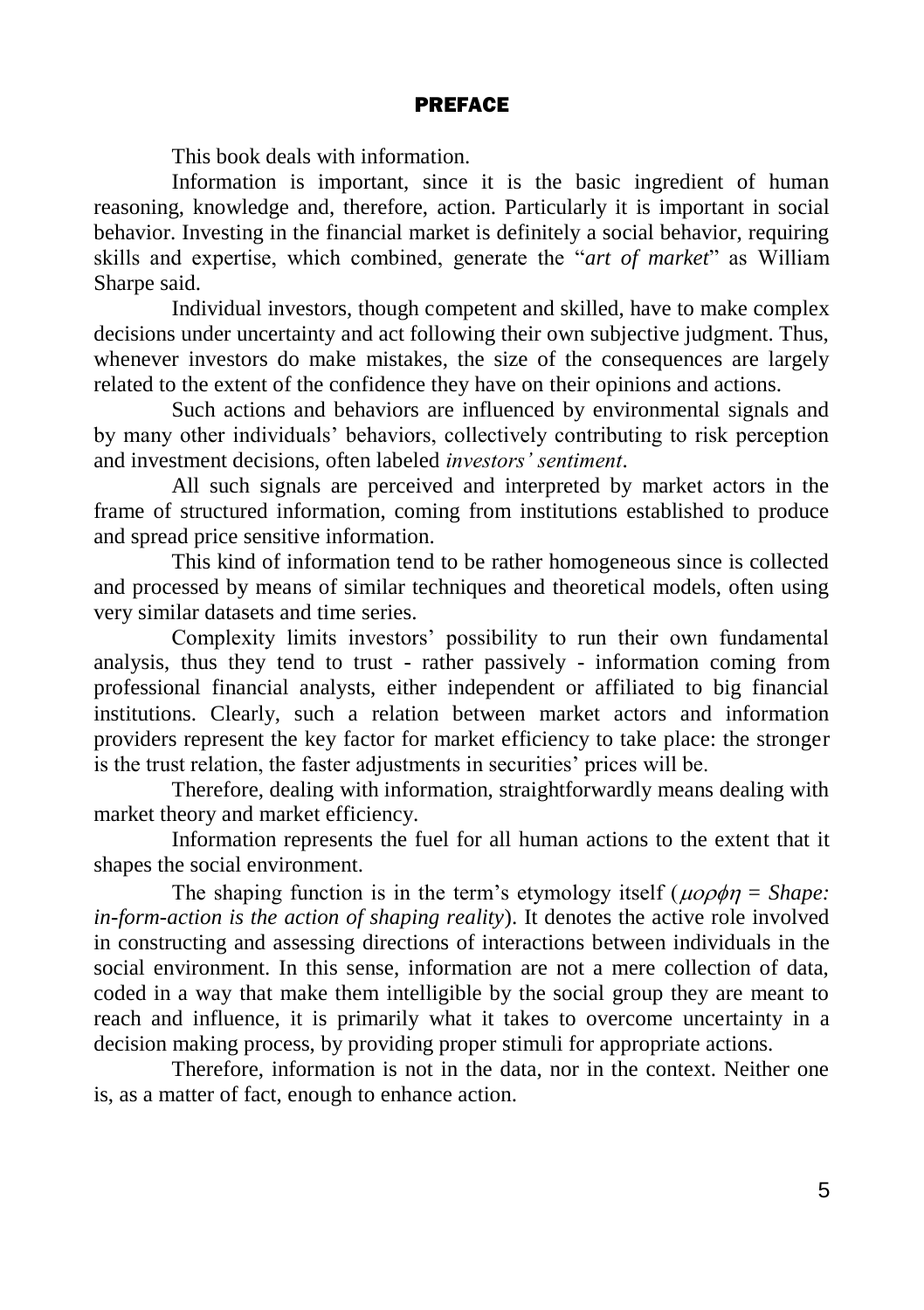# PREFACE

This book deals with information.

Information is important, since it is the basic ingredient of human reasoning, knowledge and, therefore, action. Particularly it is important in social behavior. Investing in the financial market is definitely a social behavior, requiring skills and expertise, which combined, generate the "*art of market*" as William Sharpe said.

Individual investors, though competent and skilled, have to make complex decisions under uncertainty and act following their own subjective judgment. Thus, whenever investors do make mistakes, the size of the consequences are largely related to the extent of the confidence they have on their opinions and actions.

Such actions and behaviors are influenced by environmental signals and by many other individuals' behaviors, collectively contributing to risk perception and investment decisions, often labeled *investors' sentiment*.

All such signals are perceived and interpreted by market actors in the frame of structured information, coming from institutions established to produce and spread price sensitive information.

This kind of information tend to be rather homogeneous since is collected and processed by means of similar techniques and theoretical models, often using very similar datasets and time series.

Complexity limits investors' possibility to run their own fundamental analysis, thus they tend to trust - rather passively - information coming from professional financial analysts, either independent or affiliated to big financial institutions. Clearly, such a relation between market actors and information providers represent the key factor for market efficiency to take place: the stronger is the trust relation, the faster adjustments in securities' prices will be.

Therefore, dealing with information, straightforwardly means dealing with market theory and market efficiency.

Information represents the fuel for all human actions to the extent that it shapes the social environment.

The shaping function is in the term's etymology itself ($\mu o \rho \phi \eta$ = *Shape: in-form-action is the action of shaping reality*). It denotes the active role involved in constructing and assessing directions of interactions between individuals in the social environment. In this sense, information are not a mere collection of data, coded in a way that make them intelligible by the social group they are meant to reach and influence, it is primarily what it takes to overcome uncertainty in a decision making process, by providing proper stimuli for appropriate actions.

Therefore, information is not in the data, nor in the context. Neither one is, as a matter of fact, enough to enhance action.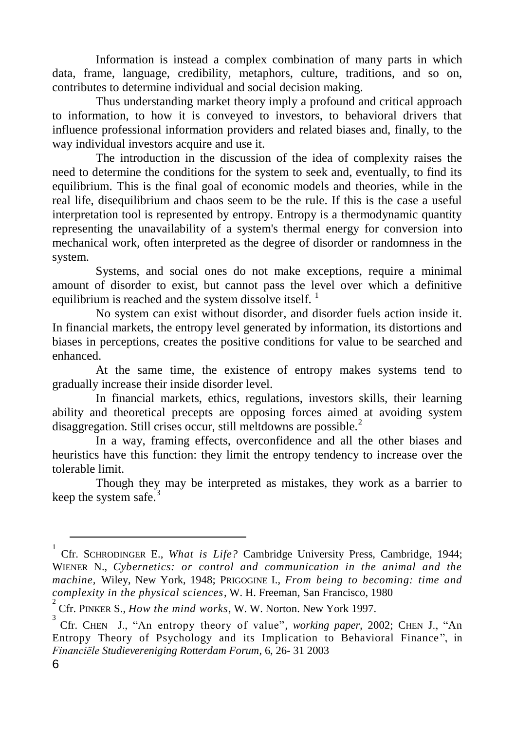Information is instead a complex combination of many parts in which data, frame, language, credibility, metaphors, culture, traditions, and so on, contributes to determine individual and social decision making.

Thus understanding market theory imply a profound and critical approach to information, to how it is conveyed to investors, to behavioral drivers that influence professional information providers and related biases and, finally, to the way individual investors acquire and use it.

The introduction in the discussion of the idea of complexity raises the need to determine the conditions for the system to seek and, eventually, to find its equilibrium. This is the final goal of economic models and theories, while in the real life, disequilibrium and chaos seem to be the rule. If this is the case a useful interpretation tool is represented by entropy. Entropy is a thermodynamic quantity representing the unavailability of a system's thermal energy for conversion into mechanical work, often interpreted as the degree of disorder or randomness in the system.

Systems, and social ones do not make exceptions, require a minimal amount of disorder to exist, but cannot pass the level over which a definitive equilibrium is reached and the system dissolve itself. [1]

No system can exist without disorder, and disorder fuels action inside it. In financial markets, the entropy level generated by information, its distortions and biases in perceptions, creates the positive conditions for value to be searched and enhanced.

At the same time, the existence of entropy makes systems tend to gradually increase their inside disorder level.

In financial markets, ethics, regulations, investors skills, their learning ability and theoretical precepts are opposing forces aimed at avoiding system disaggregation. Still crises occur, still meltdowns are possible.[2]

In a way, framing effects, overconfidence and all the other biases and heuristics have this function: they limit the entropy tendency to increase over the tolerable limit.

Though they may be interpreted as mistakes, they work as a barrier to keep the system safe.[3]

---

[1] Cfr. SCHRODINGER E., *What is Life?* Cambridge University Press, Cambridge, 1944; WIENER N., *Cybernetics: or control and communication in the animal and the machine*, Wiley, New York, 1948; PRIGOGINE I., *From being to becoming: time and complexity in the physical sciences*, W. H. Freeman, San Francisco, 1980

[2] Cfr. PINKER S., *How the mind works*, W. W. Norton. New York 1997.

[3] Cfr. CHEN J., "An entropy theory of value", *working paper*, 2002; CHEN J., "An Entropy Theory of Psychology and its Implication to Behavioral Finance", in *Financiële Studievereniging Rotterdam Forum*, 6, 26- 31 2003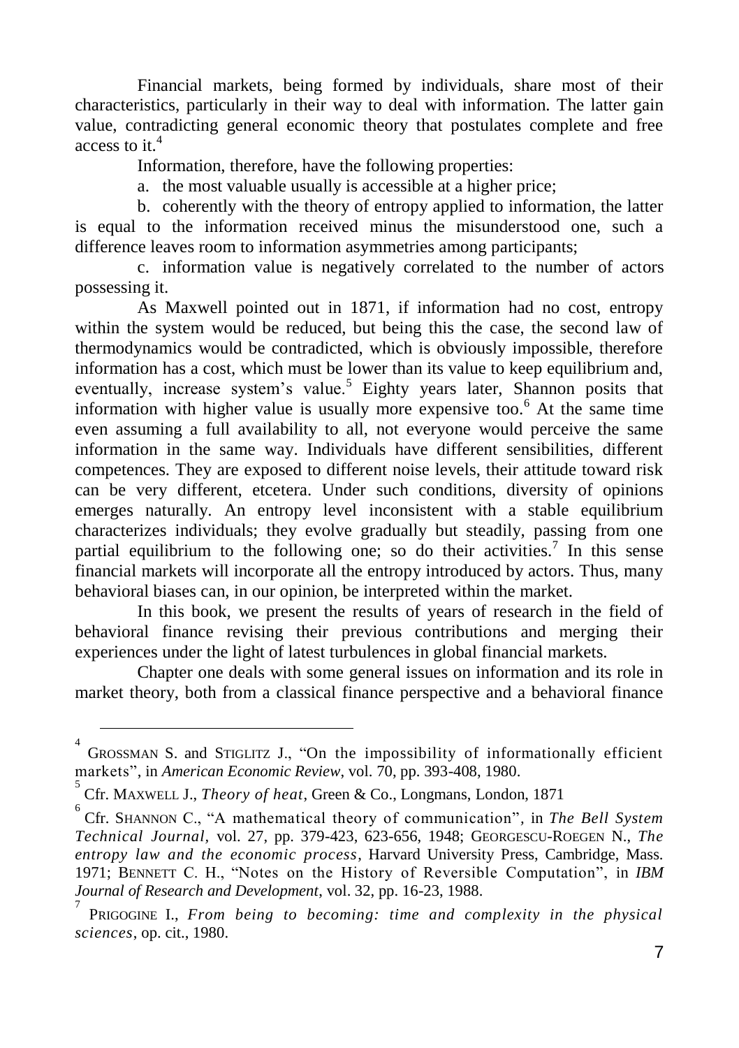Financial markets, being formed by individuals, share most of their characteristics, particularly in their way to deal with information. The latter gain value, contradicting general economic theory that postulates complete and free access to it.[4]

Information, therefore, have the following properties:

a. the most valuable usually is accessible at a higher price;

b. coherently with the theory of entropy applied to information, the latter is equal to the information received minus the misunderstood one, such a difference leaves room to information asymmetries among participants;

c. information value is negatively correlated to the number of actors possessing it.

As Maxwell pointed out in 1871, if information had no cost, entropy within the system would be reduced, but being this the case, the second law of thermodynamics would be contradicted, which is obviously impossible, therefore information has a cost, which must be lower than its value to keep equilibrium and, eventually, increase system's value.[5] Eighty years later, Shannon posits that information with higher value is usually more expensive too.[6] At the same time even assuming a full availability to all, not everyone would perceive the same information in the same way. Individuals have different sensibilities, different competences. They are exposed to different noise levels, their attitude toward risk can be very different, etcetera. Under such conditions, diversity of opinions emerges naturally. An entropy level inconsistent with a stable equilibrium characterizes individuals; they evolve gradually but steadily, passing from one partial equilibrium to the following one; so do their activities.[7] In this sense financial markets will incorporate all the entropy introduced by actors. Thus, many behavioral biases can, in our opinion, be interpreted within the market.

In this book, we present the results of years of research in the field of behavioral finance revising their previous contributions and merging their experiences under the light of latest turbulences in global financial markets.

Chapter one deals with some general issues on information and its role in market theory, both from a classical finance perspective and a behavioral finance

---

[4] GROSSMAN S. and STIGLITZ J., "On the impossibility of informationally efficient markets", in *American Economic Review*, vol. 70, pp. 393-408, 1980.

[5] Cfr. MAXWELL J., *Theory of heat*, Green & Co., Longmans, London, 1871

[6] Cfr. SHANNON C., "A mathematical theory of communication", in *The Bell System Technical Journal*, vol. 27, pp. 379-423, 623-656, 1948; GEORGESCU-ROEGEN N., *The entropy law and the economic process*, Harvard University Press, Cambridge, Mass. 1971; BENNETT C. H., "Notes on the History of Reversible Computation", in *IBM Journal of Research and Development*, vol. 32, pp. 16-23, 1988.

[7] PRIGOGINE I., *From being to becoming: time and complexity in the physical sciences*, op. cit., 1980.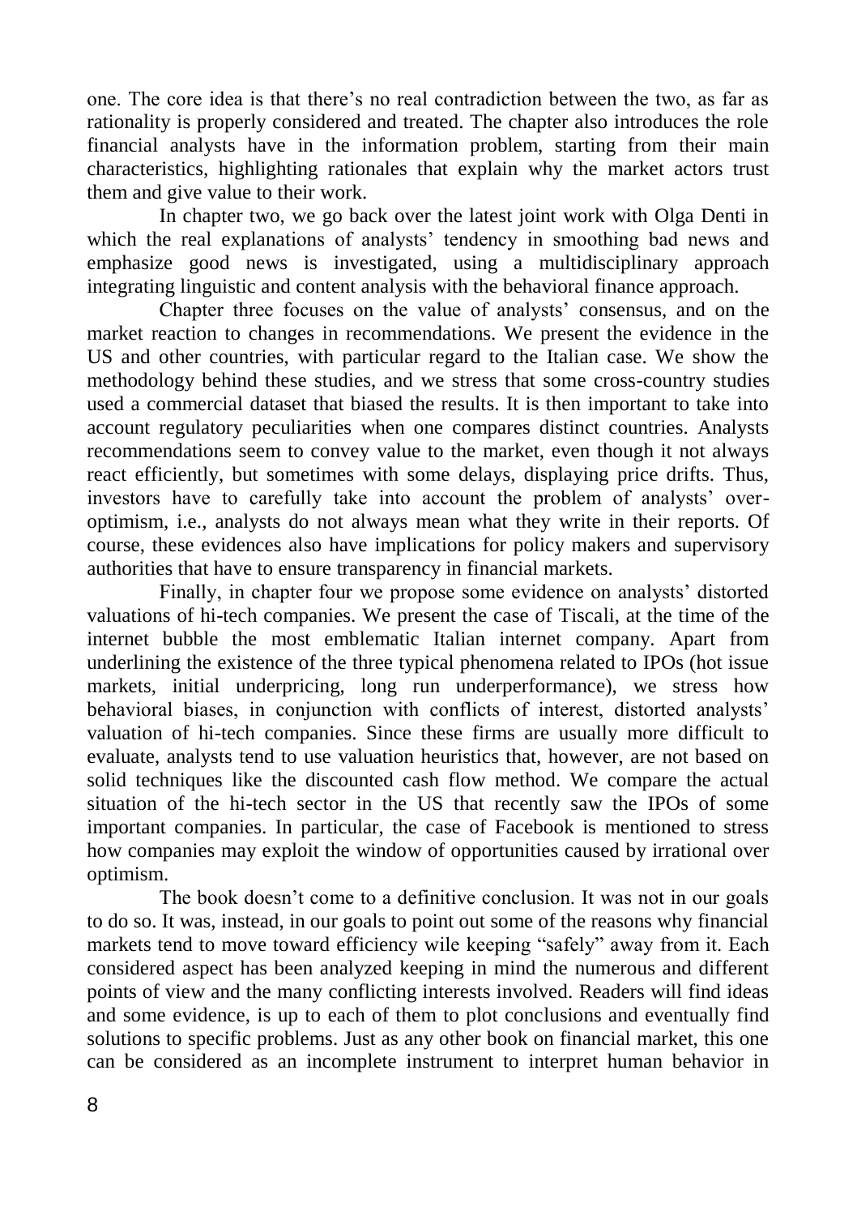one. The core idea is that there's no real contradiction between the two, as far as rationality is properly considered and treated. The chapter also introduces the role financial analysts have in the information problem, starting from their main characteristics, highlighting rationales that explain why the market actors trust them and give value to their work.

In chapter two, we go back over the latest joint work with Olga Denti in which the real explanations of analysts' tendency in smoothing bad news and emphasize good news is investigated, using a multidisciplinary approach integrating linguistic and content analysis with the behavioral finance approach.

Chapter three focuses on the value of analysts' consensus, and on the market reaction to changes in recommendations. We present the evidence in the US and other countries, with particular regard to the Italian case. We show the methodology behind these studies, and we stress that some cross-country studies used a commercial dataset that biased the results. It is then important to take into account regulatory peculiarities when one compares distinct countries. Analysts recommendations seem to convey value to the market, even though it not always react efficiently, but sometimes with some delays, displaying price drifts. Thus, investors have to carefully take into account the problem of analysts' over-optimism, i.e., analysts do not always mean what they write in their reports. Of course, these evidences also have implications for policy makers and supervisory authorities that have to ensure transparency in financial markets.

Finally, in chapter four we propose some evidence on analysts' distorted valuations of hi-tech companies. We present the case of Tiscali, at the time of the internet bubble the most emblematic Italian internet company. Apart from underlining the existence of the three typical phenomena related to IPOs (hot issue markets, initial underpricing, long run underperformance), we stress how behavioral biases, in conjunction with conflicts of interest, distorted analysts' valuation of hi-tech companies. Since these firms are usually more difficult to evaluate, analysts tend to use valuation heuristics that, however, are not based on solid techniques like the discounted cash flow method. We compare the actual situation of the hi-tech sector in the US that recently saw the IPOs of some important companies. In particular, the case of Facebook is mentioned to stress how companies may exploit the window of opportunities caused by irrational over optimism.

The book doesn't come to a definitive conclusion. It was not in our goals to do so. It was, instead, in our goals to point out some of the reasons why financial markets tend to move toward efficiency wile keeping "safely" away from it. Each considered aspect has been analyzed keeping in mind the numerous and different points of view and the many conflicting interests involved. Readers will find ideas and some evidence, is up to each of them to plot conclusions and eventually find solutions to specific problems. Just as any other book on financial market, this one can be considered as an incomplete instrument to interpret human behavior in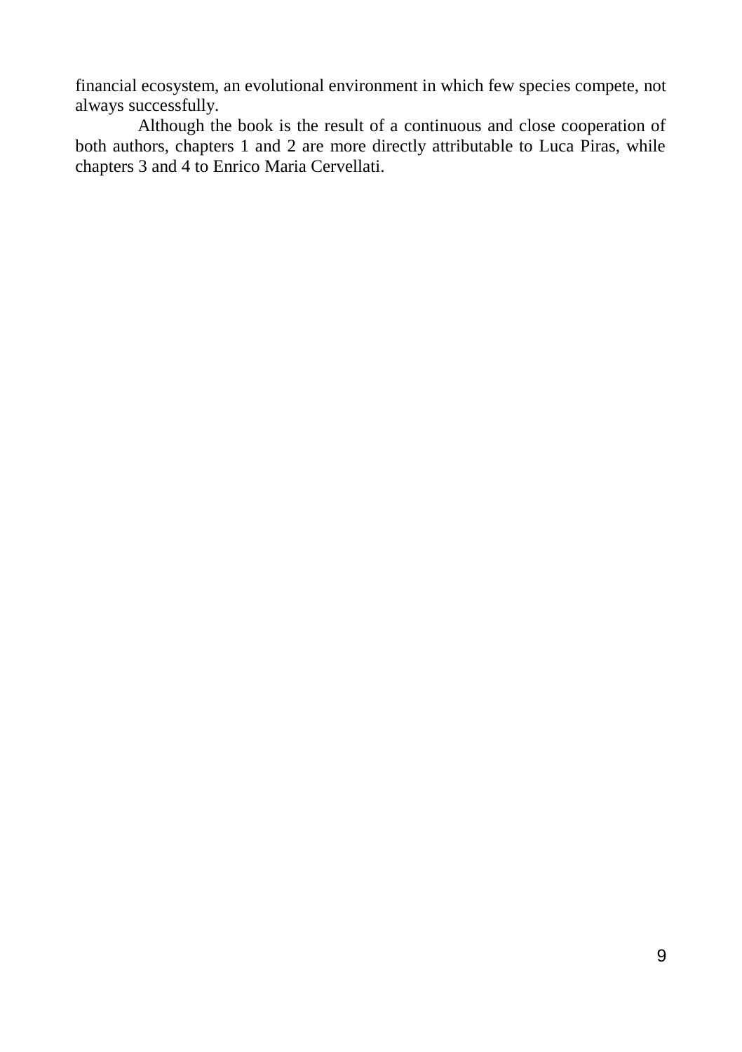financial ecosystem, an evolutional environment in which few species compete, not always successfully.

Although the book is the result of a continuous and close cooperation of both authors, chapters 1 and 2 are more directly attributable to Luca Piras, while chapters 3 and 4 to Enrico Maria Cervellati.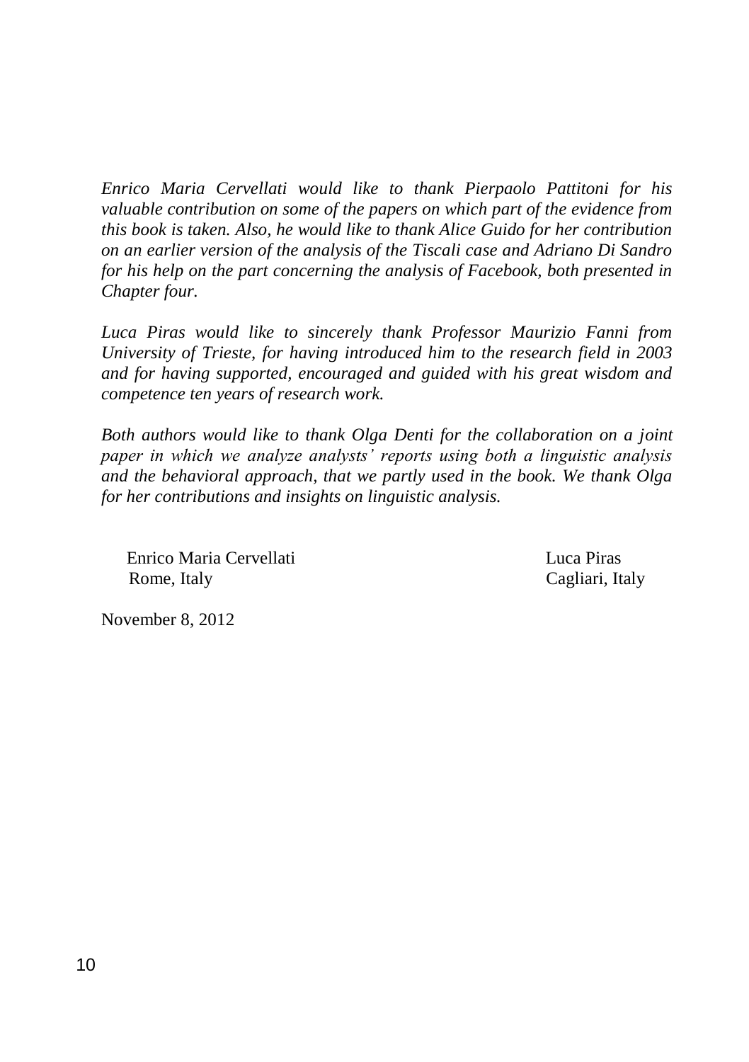*Enrico Maria Cervellati would like to thank Pierpaolo Pattitoni for his valuable contribution on some of the papers on which part of the evidence from this book is taken. Also, he would like to thank Alice Guido for her contribution on an earlier version of the analysis of the Tiscali case and Adriano Di Sandro for his help on the part concerning the analysis of Facebook, both presented in Chapter four.*

*Luca Piras would like to sincerely thank Professor Maurizio Fanni from University of Trieste, for having introduced him to the research field in 2003 and for having supported, encouraged and guided with his great wisdom and competence ten years of research work.*

*Both authors would like to thank Olga Denti for the collaboration on a joint paper in which we analyze analysts' reports using both a linguistic analysis and the behavioral approach, that we partly used in the book. We thank Olga for her contributions and insights on linguistic analysis.*

Enrico Maria Cervellati
Rome, Italy

Luca Piras
Cagliari, Italy

November 8, 2012